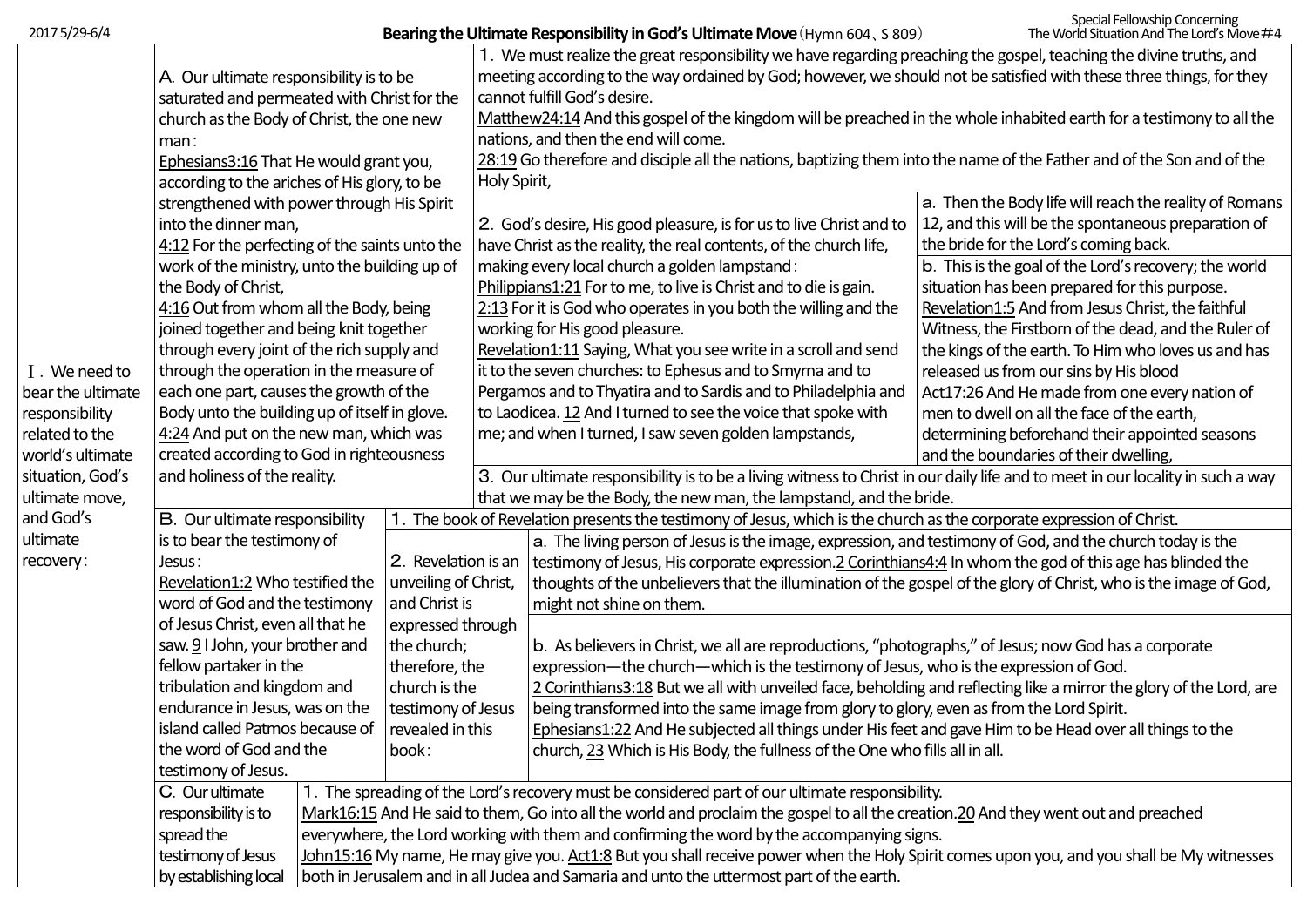2017 5/29-6/4

# Bearing the Ultimate Responsibility in God's Ultimate Move（Hymn 604、S 809）

Special Fellowship Concerning
The World Situation And The Lord's Move＃4

Ⅰ. We need to bear the ultimate responsibility related to the world's ultimate situation, God's ultimate move, and God's ultimate recovery：

A. Our ultimate responsibility is to be saturated and permeated with Christ for the church as the Body of Christ, the one new man：

Ephesians3:16 That He would grant you, according to the ariches of His glory, to be strengthened with power through His Spirit into the dinner man,
4:12 For the perfecting of the saints unto the work of the ministry, unto the building up of the Body of Christ,
4:16 Out from whom all the Body, being joined together and being knit together through every joint of the rich supply and through the operation in the measure of each one part, causes the growth of the Body unto the building up of itself in glove.
4:24 And put on the new man, which was created according to God in righteousness and holiness of the reality.

1. We must realize the great responsibility we have regarding preaching the gospel, teaching the divine truths, and meeting according to the way ordained by God; however, we should not be satisfied with these three things, for they cannot fulfill God's desire.
Matthew24:14 And this gospel of the kingdom will be preached in the whole inhabited earth for a testimony to all the nations, and then the end will come.
28:19 Go therefore and disciple all the nations, baptizing them into the name of the Father and of the Son and of the Holy Spirit,

2. God's desire, His good pleasure, is for us to live Christ and to have Christ as the reality, the real contents, of the church life, making every local church a golden lampstand：
Philippians1:21 For to me, to live is Christ and to die is gain.
2:13 For it is God who operates in you both the willing and the working for His good pleasure.
Revelation1:11 Saying, What you see write in a scroll and send it to the seven churches: to Ephesus and to Smyrna and to Pergamos and to Thyatira and to Sardis and to Philadelphia and to Laodicea. 12 And I turned to see the voice that spoke with me; and when I turned, I saw seven golden lampstands,

a. Then the Body life will reach the reality of Romans 12, and this will be the spontaneous preparation of the bride for the Lord's coming back.

b. This is the goal of the Lord's recovery; the world situation has been prepared for this purpose.
Revelation1:5 And from Jesus Christ, the faithful Witness, the Firstborn of the dead, and the Ruler of the kings of the earth. To Him who loves us and has released us from our sins by His blood
Act17:26 And He made from one every nation of men to dwell on all the face of the earth, determining beforehand their appointed seasons and the boundaries of their dwelling,

3. Our ultimate responsibility is to be a living witness to Christ in our daily life and to meet in our locality in such a way that we may be the Body, the new man, the lampstand, and the bride.

B. Our ultimate responsibility is to bear the testimony of Jesus：
Revelation1:2 Who testified the word of God and the testimony of Jesus Christ, even all that he saw. 9 I John, your brother and fellow partaker in the tribulation and kingdom and endurance in Jesus, was on the island called Patmos because of the word of God and the testimony of Jesus.

1. The book of Revelation presents the testimony of Jesus, which is the church as the corporate expression of Christ.

2. Revelation is an unveiling of Christ, and Christ is expressed through the church; therefore, the church is the testimony of Jesus revealed in this book：

a. The living person of Jesus is the image, expression, and testimony of God, and the church today is the testimony of Jesus, His corporate expression.2 Corinthians4:4 In whom the god of this age has blinded the thoughts of the unbelievers that the illumination of the gospel of the glory of Christ, who is the image of God, might not shine on them.

b. As believers in Christ, we all are reproductions, "photographs," of Jesus; now God has a corporate expression—the church—which is the testimony of Jesus, who is the expression of God.
2 Corinthians3:18 But we all with unveiled face, beholding and reflecting like a mirror the glory of the Lord, are being transformed into the same image from glory to glory, even as from the Lord Spirit.
Ephesians1:22 And He subjected all things under His feet and gave Him to be Head over all things to the church, 23 Which is His Body, the fullness of the One who fills all in all.

C. Our ultimate responsibility is to spread the testimony of Jesus by establishing local

1. The spreading of the Lord's recovery must be considered part of our ultimate responsibility.
Mark16:15 And He said to them, Go into all the world and proclaim the gospel to all the creation.20 And they went out and preached everywhere, the Lord working with them and confirming the word by the accompanying signs.
John15:16 My name, He may give you. Act1:8 But you shall receive power when the Holy Spirit comes upon you, and you shall be My witnesses both in Jerusalem and in all Judea and Samaria and unto the uttermost part of the earth.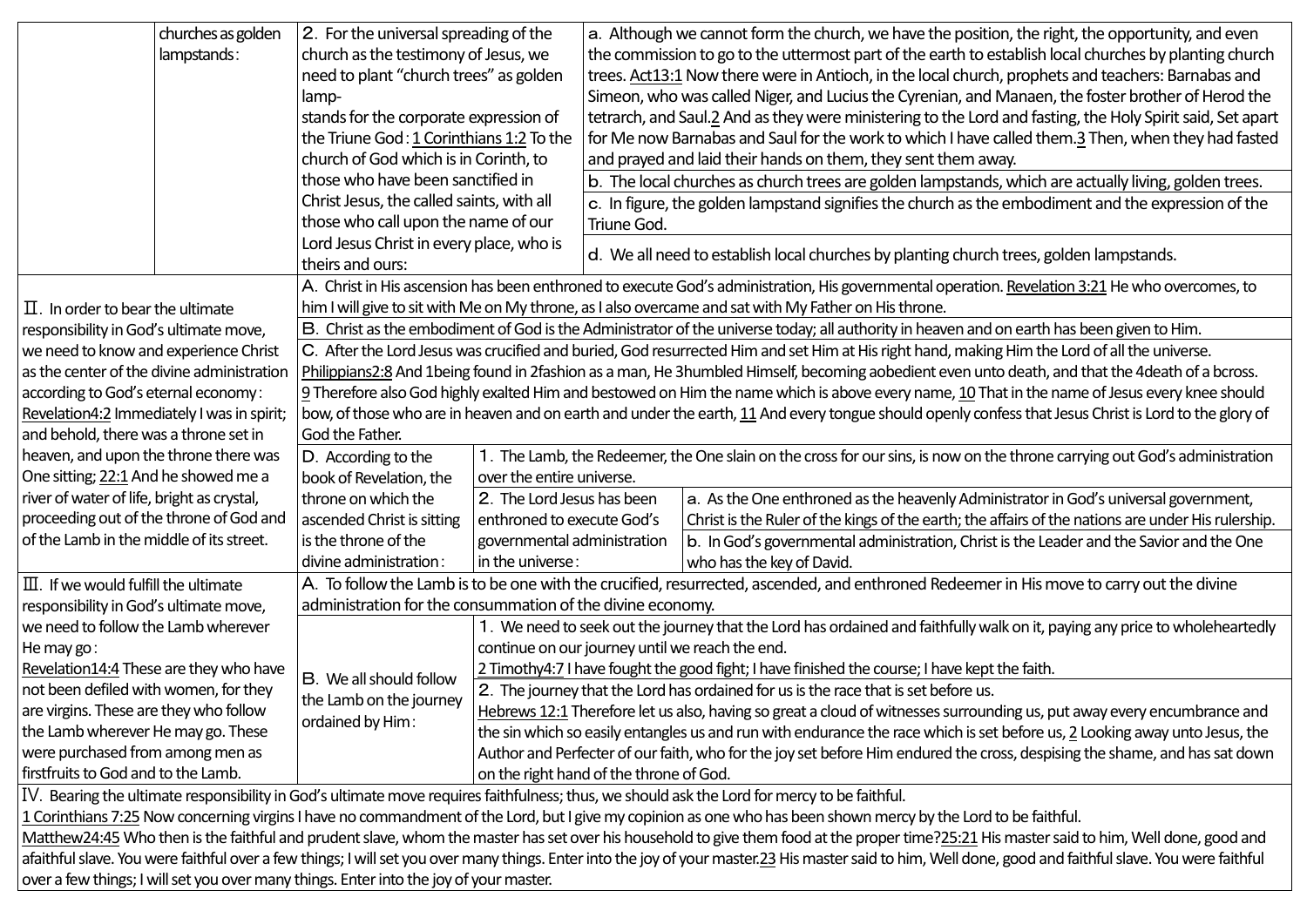| | | | | |
|---|---|---|---|---|
| | churches as golden lampstands: | 2. For the universal spreading of the church as the testimony of Jesus, we need to plant "church trees" as golden lamp- stands for the corporate expression of the Triune God: 1 Corinthians 1:2 To the church of God which is in Corinth, to those who have been sanctified in Christ Jesus, the called saints, with all those who call upon the name of our Lord Jesus Christ in every place, who is theirs and ours: | | a. Although we cannot form the church, we have the position, the right, the opportunity, and even the commission to go to the uttermost part of the earth to establish local churches by planting church trees. Act13:1 Now there were in Antioch, in the local church, prophets and teachers: Barnabas and Simeon, who was called Niger, and Lucius the Cyrenian, and Manaen, the foster brother of Herod the tetrarch, and Saul.2 And as they were ministering to the Lord and fasting, the Holy Spirit said, Set apart for Me now Barnabas and Saul for the work to which I have called them.3 Then, when they had fasted and prayed and laid their hands on them, they sent them away. |
| | | | | b. The local churches as church trees are golden lampstands, which are actually living, golden trees. |
| | | | | c. In figure, the golden lampstand signifies the church as the embodiment and the expression of the Triune God. |
| | | | | d. We all need to establish local churches by planting church trees, golden lampstands. |
| Ⅱ. In order to bear the ultimate responsibility in God's ultimate move, we need to know and experience Christ as the center of the divine administration according to God's eternal economy: Revelation4:2 Immediately I was in spirit; and behold, there was a throne set in heaven, and upon the throne there was One sitting; 22:1 And he showed me a river of water of life, bright as crystal, proceeding out of the throne of God and of the Lamb in the middle of its street. | | A. Christ in His ascension has been enthroned to execute God's administration, His governmental operation. Revelation 3:21 He who overcomes, to him I will give to sit with Me on My throne, as I also overcame and sat with My Father on His throne. | | |
| | | B. Christ as the embodiment of God is the Administrator of the universe today; all authority in heaven and on earth has been given to Him. | | |
| | | C. After the Lord Jesus was crucified and buried, God resurrected Him and set Him at His right hand, making Him the Lord of all the universe. Philippians2:8 And 1being found in 2fashion as a man, He 3humbled Himself, becoming aobedient even unto death, and that the 4death of a bcross. 9 Therefore also God highly exalted Him and bestowed on Him the name which is above every name, 10 That in the name of Jesus every knee should bow, of those who are in heaven and on earth and under the earth, 11 And every tongue should openly confess that Jesus Christ is Lord to the glory of God the Father. | | |
| | | D. According to the book of Revelation, the throne on which the ascended Christ is sitting is the throne of the divine administration: | 1. The Lamb, the Redeemer, the One slain on the cross for our sins, is now on the throne carrying out God's administration over the entire universe. | |
| | | | 2. The Lord Jesus has been enthroned to execute God's governmental administration in the universe: | a. As the One enthroned as the heavenly Administrator in God's universal government, Christ is the Ruler of the kings of the earth; the affairs of the nations are under His rulership. |
| | | | | b. In God's governmental administration, Christ is the Leader and the Savior and the One who has the key of David. |
| Ⅲ. If we would fulfill the ultimate responsibility in God's ultimate move, we need to follow the Lamb wherever He may go: Revelation14:4 These are they who have not been defiled with women, for they are virgins. These are they who follow the Lamb wherever He may go. These were purchased from among men as firstfruits to God and to the Lamb. | | A. To follow the Lamb is to be one with the crucified, resurrected, ascended, and enthroned Redeemer in His move to carry out the divine administration for the consummation of the divine economy. | | |
| | | B. We all should follow the Lamb on the journey ordained by Him: | 1. We need to seek out the journey that the Lord has ordained and faithfully walk on it, paying any price to wholeheartedly continue on our journey until we reach the end. 2 Timothy4:7 I have fought the good fight; I have finished the course; I have kept the faith. | |
| | | | 2. The journey that the Lord has ordained for us is the race that is set before us. Hebrews 12:1 Therefore let us also, having so great a cloud of witnesses surrounding us, put away every encumbrance and the sin which so easily entangles us and run with endurance the race which is set before us, 2 Looking away unto Jesus, the Author and Perfecter of our faith, who for the joy set before Him endured the cross, despising the shame, and has sat down on the right hand of the throne of God. | |
| Ⅳ. Bearing the ultimate responsibility in God's ultimate move requires faithfulness; thus, we should ask the Lord for mercy to be faithful. 1 Corinthians 7:25 Now concerning virgins I have no commandment of the Lord, but I give my copinion as one who has been shown mercy by the Lord to be faithful. Matthew24:45 Who then is the faithful and prudent slave, whom the master has set over his household to give them food at the proper time?25:21 His master said to him, Well done, good and afaithful slave. You were faithful over a few things; I will set you over many things. Enter into the joy of your master.23 His master said to him, Well done, good and faithful slave. You were faithful over a few things; I will set you over many things. Enter into the joy of your master. | | | | |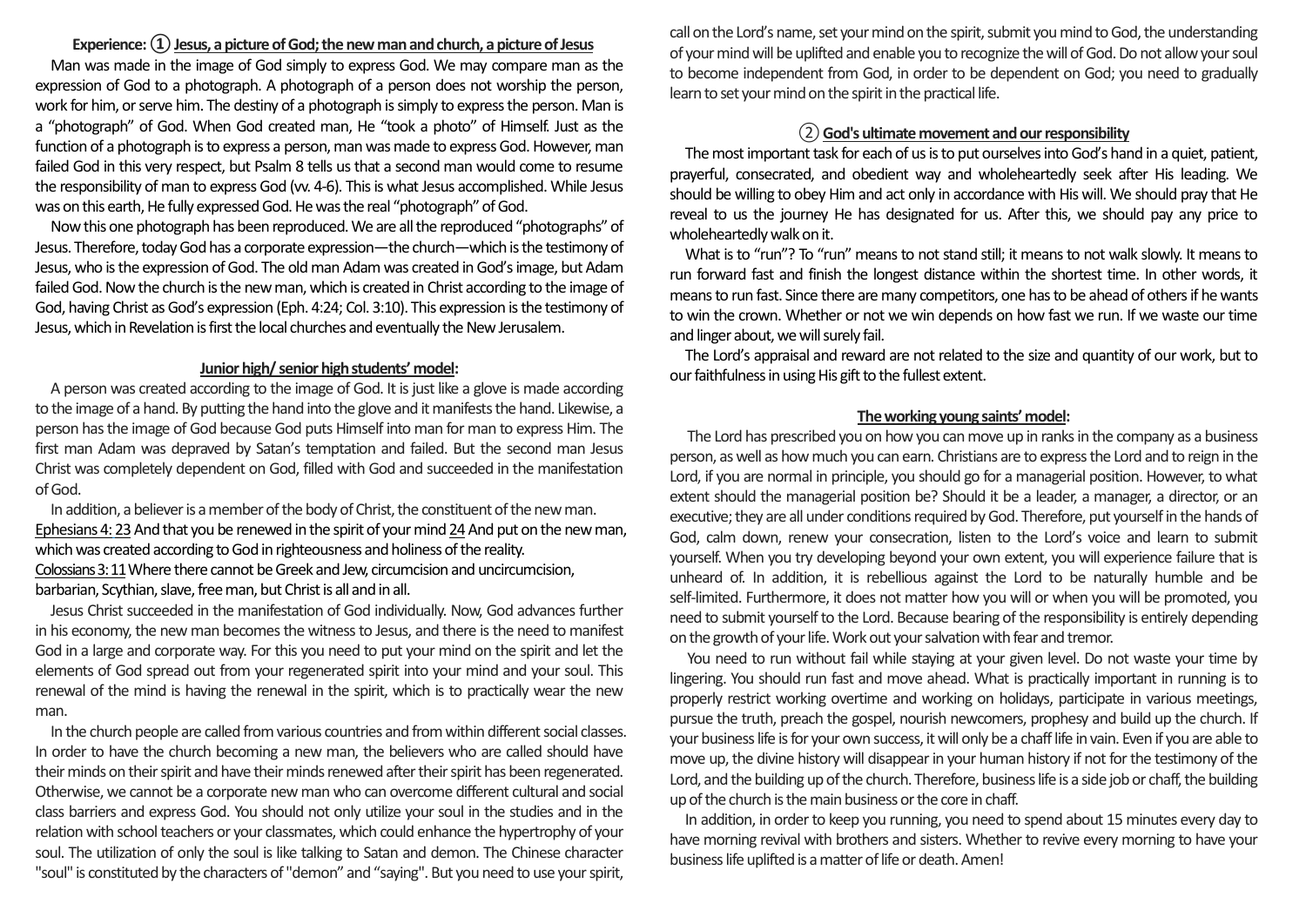### Experience: ① Jesus, a picture of God; the new man and church, a picture of Jesus

Man was made in the image of God simply to express God. We may compare man as the expression of God to a photograph. A photograph of a person does not worship the person, work for him, or serve him. The destiny of a photograph is simply to express the person. Man is a "photograph" of God. When God created man, He "took a photo" of Himself. Just as the function of a photograph is to express a person, man was made to express God. However, man failed God in this very respect, but Psalm 8 tells us that a second man would come to resume the responsibility of man to express God (vv. 4-6). This is what Jesus accomplished. While Jesus was on this earth, He fully expressed God. He was the real "photograph" of God.

Now this one photograph has been reproduced. We are all the reproduced "photographs" of Jesus. Therefore, today God has a corporate expression—the church—which is the testimony of Jesus, who is the expression of God. The old man Adam was created in God's image, but Adam failed God. Now the church is the new man, which is created in Christ according to the image of God, having Christ as God's expression (Eph. 4:24; Col. 3:10). This expression is the testimony of Jesus, which in Revelation is first the local churches and eventually the New Jerusalem.

#### Junior high/ senior high students' model:

A person was created according to the image of God. It is just like a glove is made according to the image of a hand. By putting the hand into the glove and it manifests the hand. Likewise, a person has the image of God because God puts Himself into man for man to express Him. The first man Adam was depraved by Satan's temptation and failed. But the second man Jesus Christ was completely dependent on God, filled with God and succeeded in the manifestation of God.

In addition, a believer is a member of the body of Christ, the constituent of the new man.

Ephesians 4: 23 And that you be renewed in the spirit of your mind 24 And put on the new man, which was created according to God in righteousness and holiness of the reality.

Colossians 3: 11 Where there cannot be Greek and Jew, circumcision and uncircumcision, barbarian, Scythian, slave, free man, but Christ is all and in all.

Jesus Christ succeeded in the manifestation of God individually. Now, God advances further in his economy, the new man becomes the witness to Jesus, and there is the need to manifest God in a large and corporate way. For this you need to put your mind on the spirit and let the elements of God spread out from your regenerated spirit into your mind and your soul. This renewal of the mind is having the renewal in the spirit, which is to practically wear the new man.

In the church people are called from various countries and from within different social classes. In order to have the church becoming a new man, the believers who are called should have their minds on their spirit and have their minds renewed after their spirit has been regenerated. Otherwise, we cannot be a corporate new man who can overcome different cultural and social class barriers and express God. You should not only utilize your soul in the studies and in the relation with school teachers or your classmates, which could enhance the hypertrophy of your soul. The utilization of only the soul is like talking to Satan and demon. The Chinese character "soul" is constituted by the characters of "demon" and "saying". But you need to use your spirit, call on the Lord's name, set your mind on the spirit, submit you mind to God, the understanding of your mind will be uplifted and enable you to recognize the will of God. Do not allow your soul to become independent from God, in order to be dependent on God; you need to gradually learn to set your mind on the spirit in the practical life.

### ② God's ultimate movement and our responsibility

The most important task for each of us is to put ourselves into God's hand in a quiet, patient, prayerful, consecrated, and obedient way and wholeheartedly seek after His leading. We should be willing to obey Him and act only in accordance with His will. We should pray that He reveal to us the journey He has designated for us. After this, we should pay any price to wholeheartedly walk on it.

What is to "run"? To "run" means to not stand still; it means to not walk slowly. It means to run forward fast and finish the longest distance within the shortest time. In other words, it means to run fast. Since there are many competitors, one has to be ahead of others if he wants to win the crown. Whether or not we win depends on how fast we run. If we waste our time and linger about, we will surely fail.

The Lord's appraisal and reward are not related to the size and quantity of our work, but to our faithfulness in using His gift to the fullest extent.

#### The working young saints' model:

The Lord has prescribed you on how you can move up in ranks in the company as a business person, as well as how much you can earn. Christians are to express the Lord and to reign in the Lord, if you are normal in principle, you should go for a managerial position. However, to what extent should the managerial position be? Should it be a leader, a manager, a director, or an executive; they are all under conditions required by God. Therefore, put yourself in the hands of God, calm down, renew your consecration, listen to the Lord's voice and learn to submit yourself. When you try developing beyond your own extent, you will experience failure that is unheard of. In addition, it is rebellious against the Lord to be naturally humble and be self-limited. Furthermore, it does not matter how you will or when you will be promoted, you need to submit yourself to the Lord. Because bearing of the responsibility is entirely depending on the growth of your life. Work out your salvation with fear and tremor.

You need to run without fail while staying at your given level. Do not waste your time by lingering. You should run fast and move ahead. What is practically important in running is to properly restrict working overtime and working on holidays, participate in various meetings, pursue the truth, preach the gospel, nourish newcomers, prophesy and build up the church. If your business life is for your own success, it will only be a chaff life in vain. Even if you are able to move up, the divine history will disappear in your human history if not for the testimony of the Lord, and the building up of the church. Therefore, business life is a side job or chaff, the building up of the church is the main business or the core in chaff.

In addition, in order to keep you running, you need to spend about 15 minutes every day to have morning revival with brothers and sisters. Whether to revive every morning to have your business life uplifted is a matter of life or death. Amen!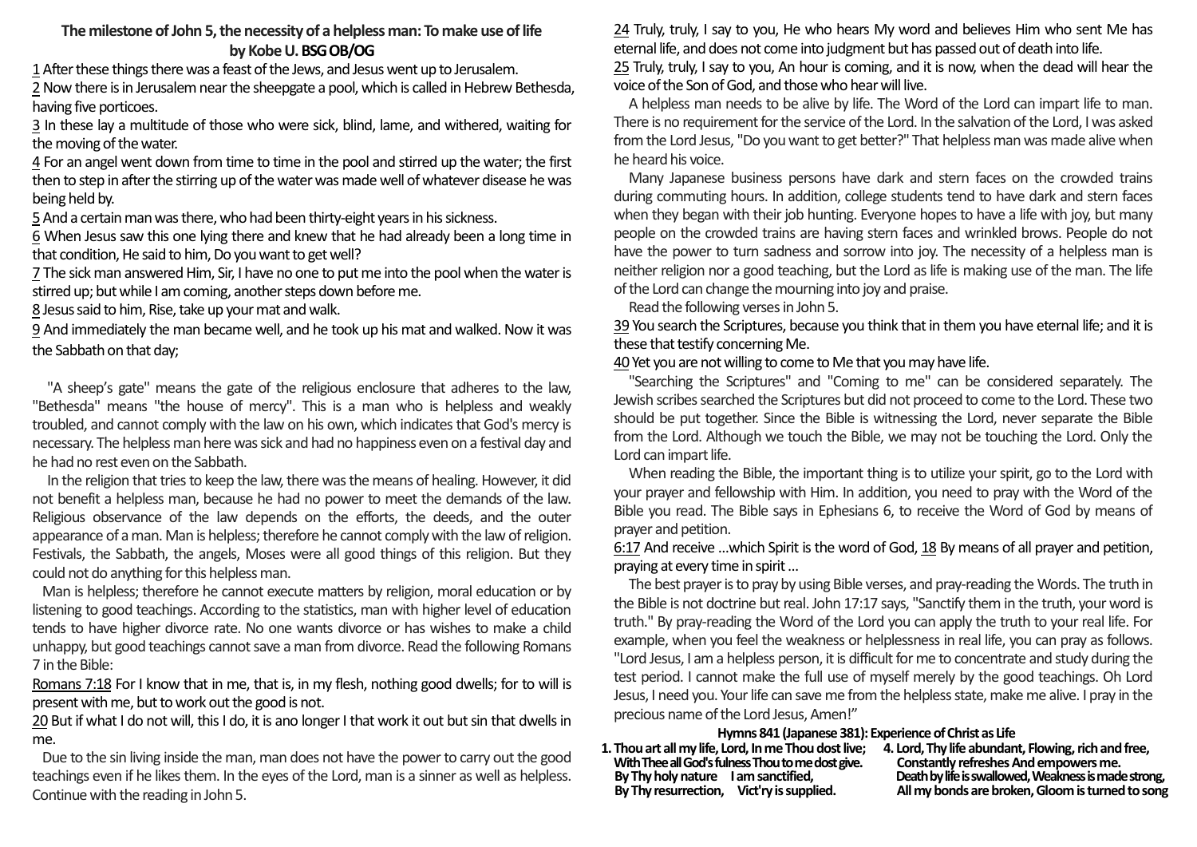## The milestone of John 5, the necessity of a helpless man: To make use of life

**by Kobe U. BSG OB/OG**

1 After these things there was a feast of the Jews, and Jesus went up to Jerusalem.

2 Now there is in Jerusalem near the sheepgate a pool, which is called in Hebrew Bethesda, having five porticoes.

3 In these lay a multitude of those who were sick, blind, lame, and withered, waiting for the moving of the water.

4 For an angel went down from time to time in the pool and stirred up the water; the first then to step in after the stirring up of the water was made well of whatever disease he was being held by.

5 And a certain man was there, who had been thirty-eight years in his sickness.

6 When Jesus saw this one lying there and knew that he had already been a long time in that condition, He said to him, Do you want to get well?

7 The sick man answered Him, Sir, I have no one to put me into the pool when the water is stirred up; but while I am coming, another steps down before me.

8 Jesus said to him, Rise, take up your mat and walk.

9 And immediately the man became well, and he took up his mat and walked. Now it was the Sabbath on that day;

"A sheep's gate" means the gate of the religious enclosure that adheres to the law, "Bethesda" means "the house of mercy". This is a man who is helpless and weakly troubled, and cannot comply with the law on his own, which indicates that God's mercy is necessary. The helpless man here was sick and had no happiness even on a festival day and he had no rest even on the Sabbath.

In the religion that tries to keep the law, there was the means of healing. However, it did not benefit a helpless man, because he had no power to meet the demands of the law. Religious observance of the law depends on the efforts, the deeds, and the outer appearance of a man. Man is helpless; therefore he cannot comply with the law of religion. Festivals, the Sabbath, the angels, Moses were all good things of this religion. But they could not do anything for this helpless man.

Man is helpless; therefore he cannot execute matters by religion, moral education or by listening to good teachings. According to the statistics, man with higher level of education tends to have higher divorce rate. No one wants divorce or has wishes to make a child unhappy, but good teachings cannot save a man from divorce. Read the following Romans 7 in the Bible:

Romans 7:18 For I know that in me, that is, in my flesh, nothing good dwells; for to will is present with me, but to work out the good is not.

20 But if what I do not will, this I do, it is ano longer I that work it out but sin that dwells in me.

Due to the sin living inside the man, man does not have the power to carry out the good teachings even if he likes them. In the eyes of the Lord, man is a sinner as well as helpless. Continue with the reading in John 5.

24 Truly, truly, I say to you, He who hears My word and believes Him who sent Me has eternal life, and does not come into judgment but has passed out of death into life.

25 Truly, truly, I say to you, An hour is coming, and it is now, when the dead will hear the voice of the Son of God, and those who hear will live.

A helpless man needs to be alive by life. The Word of the Lord can impart life to man. There is no requirement for the service of the Lord. In the salvation of the Lord, I was asked from the Lord Jesus, "Do you want to get better?" That helpless man was made alive when he heard his voice.

Many Japanese business persons have dark and stern faces on the crowded trains during commuting hours. In addition, college students tend to have dark and stern faces when they began with their job hunting. Everyone hopes to have a life with joy, but many people on the crowded trains are having stern faces and wrinkled brows. People do not have the power to turn sadness and sorrow into joy. The necessity of a helpless man is neither religion nor a good teaching, but the Lord as life is making use of the man. The life of the Lord can change the mourning into joy and praise.

Read the following verses in John 5.

39 You search the Scriptures, because you think that in them you have eternal life; and it is these that testify concerning Me.

40 Yet you are not willing to come to Me that you may have life.

"Searching the Scriptures" and "Coming to me" can be considered separately. The Jewish scribes searched the Scriptures but did not proceed to come to the Lord. These two should be put together. Since the Bible is witnessing the Lord, never separate the Bible from the Lord. Although we touch the Bible, we may not be touching the Lord. Only the Lord can impart life.

When reading the Bible, the important thing is to utilize your spirit, go to the Lord with your prayer and fellowship with Him. In addition, you need to pray with the Word of the Bible you read. The Bible says in Ephesians 6, to receive the Word of God by means of prayer and petition.

6:17 And receive ...which Spirit is the word of God, 18 By means of all prayer and petition, praying at every time in spirit ...

The best prayer is to pray by using Bible verses, and pray-reading the Words. The truth in the Bible is not doctrine but real. John 17:17 says, "Sanctify them in the truth, your word is truth." By pray-reading the Word of the Lord you can apply the truth to your real life. For example, when you feel the weakness or helplessness in real life, you can pray as follows. "Lord Jesus, I am a helpless person, it is difficult for me to concentrate and study during the test period. I cannot make the full use of myself merely by the good teachings. Oh Lord Jesus, I need you. Your life can save me from the helpless state, make me alive. I pray in the precious name of the Lord Jesus, Amen!"

**Hymns 841 (Japanese 381): Experience of Christ as Life**

**1. Thou art all my life, Lord, In me Thou dost live;**
**With Thee all God's fulness Thou to me dost give.**
**By Thy holy nature I am sanctified,**
**By Thy resurrection, Vict'ry is supplied.**

**4. Lord, Thy life abundant, Flowing, rich and free,**
**Constantly refreshes And empowers me.**
**Death by life is swallowed, Weakness is made strong,**
**All my bonds are broken, Gloom is turned to song**